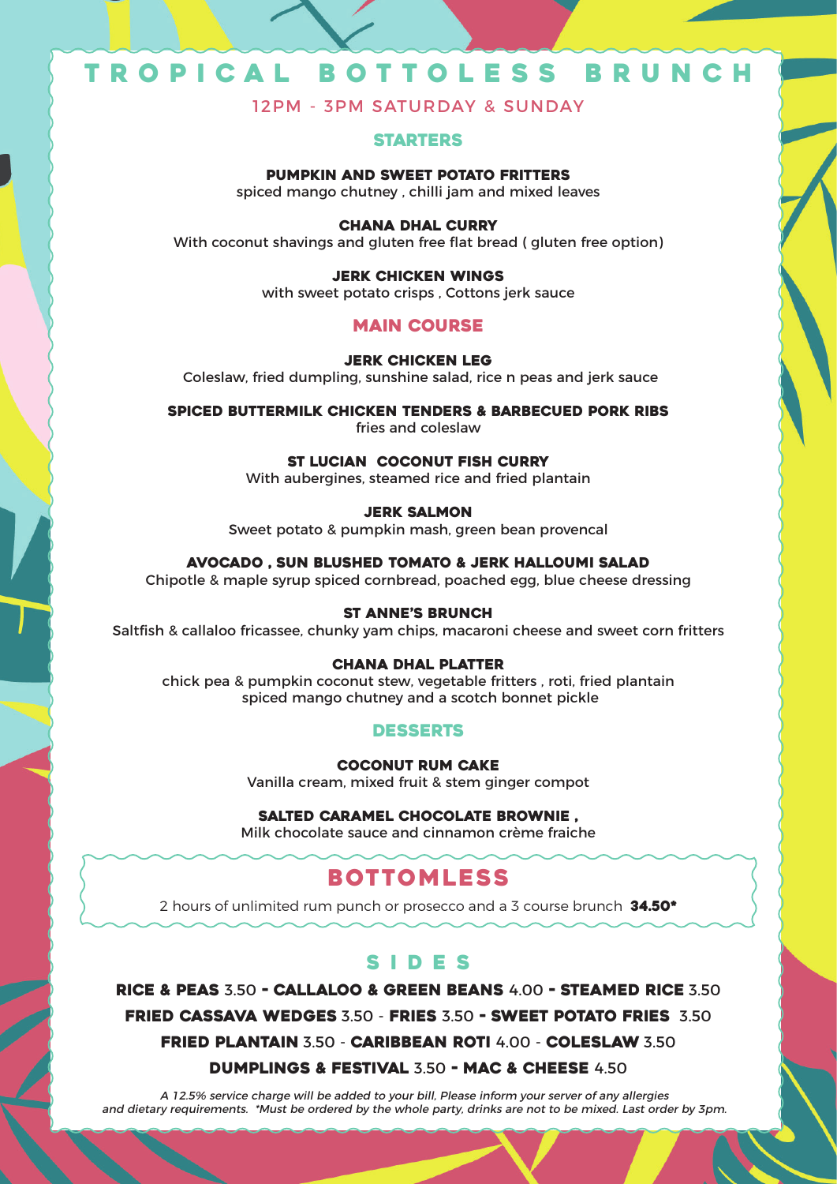# TROPICAL BOTTOLESS BRUNCH

12PM - 3PM SATURDAY & SUNDAY

## STARTERS

**PUMPKIN AND SWEET POTATO FRITTERS**
spiced mango chutney , chilli jam and mixed leaves

**CHANA DHAL CURRY**
With coconut shavings and gluten free flat bread ( gluten free option)

**JERK CHICKEN WINGS**
with sweet potato crisps , Cottons jerk sauce

## MAIN COURSE

**JERK CHICKEN LEG**
Coleslaw, fried dumpling, sunshine salad, rice n peas and jerk sauce

**SPICED BUTTERMILK CHICKEN TENDERS & BARBECUED PORK RIBS**
fries and coleslaw

**ST LUCIAN COCONUT FISH CURRY**
With aubergines, steamed rice and fried plantain

**JERK SALMON**
Sweet potato & pumpkin mash, green bean provencal

**AVOCADO , SUN BLUSHED TOMATO & JERK HALLOUMI SALAD**
Chipotle & maple syrup spiced cornbread, poached egg, blue cheese dressing

**ST ANNE'S BRUNCH**
Saltfish & callaloo fricassee, chunky yam chips, macaroni cheese and sweet corn fritters

**CHANA DHAL PLATTER**
chick pea & pumpkin coconut stew, vegetable fritters , roti, fried plantain
spiced mango chutney and a scotch bonnet pickle

## DESSERTS

**COCONUT RUM CAKE**
Vanilla cream, mixed fruit & stem ginger compot

**SALTED CARAMEL CHOCOLATE BROWNIE ,**
Milk chocolate sauce and cinnamon crème fraiche

## BOTTOMLESS

2 hours of unlimited rum punch or prosecco and a 3 course brunch **34.50***

## SIDES

**RICE & PEAS** 3.50 **- CALLALOO & GREEN BEANS** 4.00 **- STEAMED RICE** 3.50
**FRIED CASSAVA WEDGES** 3.50 - **FRIES** 3.50 **- SWEET POTATO FRIES** 3.50
**FRIED PLANTAIN** 3.50 - **CARIBBEAN ROTI** 4.00 - **COLESLAW** 3.50
**DUMPLINGS & FESTIVAL** 3.50 **- MAC & CHEESE** 4.50

*A 12.5% service charge will be added to your bill, Please inform your server of any allergies and dietary requirements. *Must be ordered by the whole party, drinks are not to be mixed. Last order by 3pm.*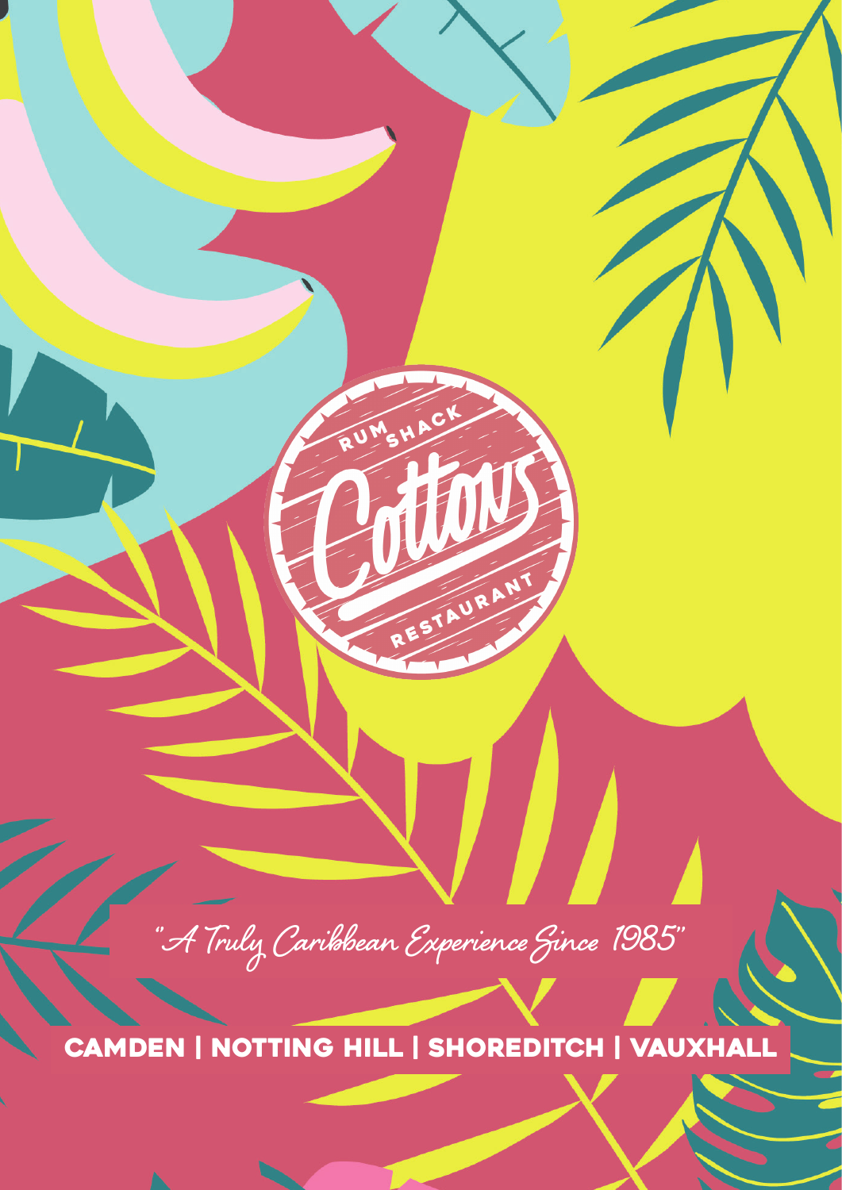RUM SHACK

Cottons

RESTAURANT

"A Truly Caribbean Experience Since 1985"

CAMDEN | NOTTING HILL | SHOREDITCH | VAUXHALL